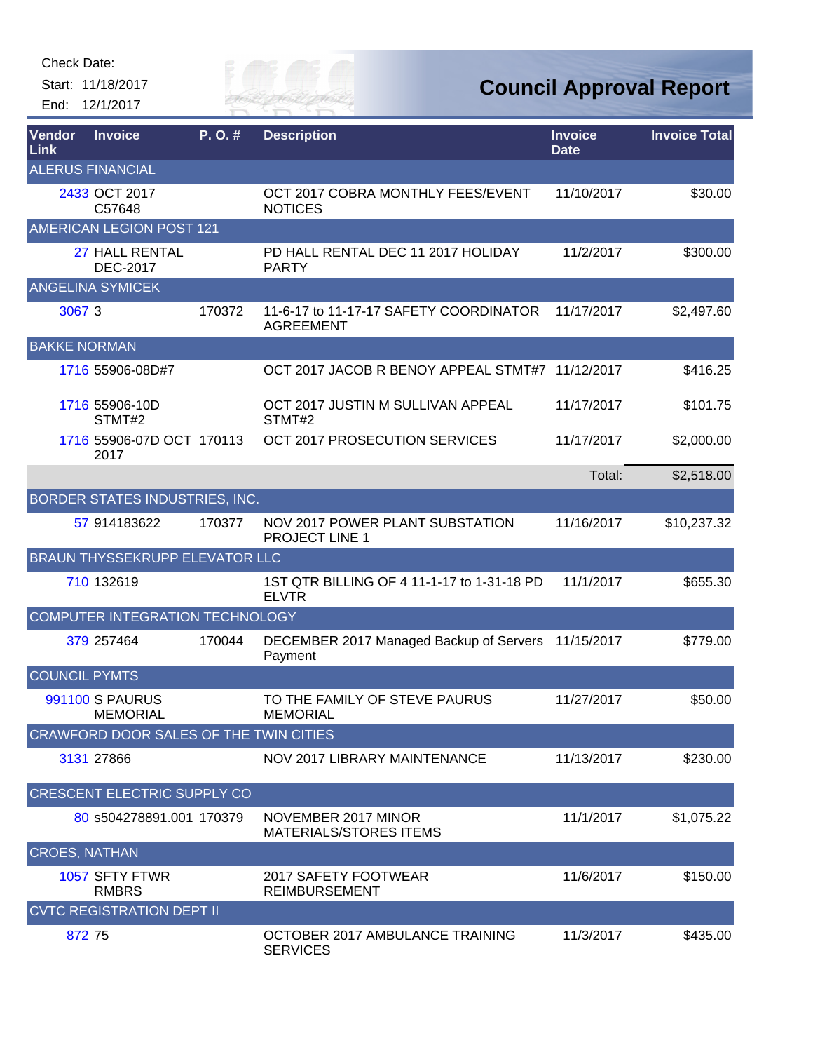Check Date:

Start: 11/18/2017

End: 12/1/2017

# Council Approval Report

| Vendor Link | Invoice | P. O. # | Description | Invoice Date | Invoice Total |
|---|---|---|---|---|---|
| ALERUS FINANCIAL | | | | | |
| 2433 | OCT 2017 C57648 | | OCT 2017 COBRA MONTHLY FEES/EVENT NOTICES | 11/10/2017 | $30.00 |
| AMERICAN LEGION POST 121 | | | | | |
| 27 | HALL RENTAL DEC-2017 | | PD HALL RENTAL DEC 11 2017 HOLIDAY PARTY | 11/2/2017 | $300.00 |
| ANGELINA SYMICEK | | | | | |
| 3067 | 3 | 170372 | 11-6-17 to 11-17-17 SAFETY COORDINATOR AGREEMENT | 11/17/2017 | $2,497.60 |
| BAKKE NORMAN | | | | | |
| 1716 | 55906-08D#7 | | OCT 2017 JACOB R BENOY APPEAL STMT#7 | 11/12/2017 | $416.25 |
| 1716 | 55906-10D STMT#2 | | OCT 2017 JUSTIN M SULLIVAN APPEAL STMT#2 | 11/17/2017 | $101.75 |
| 1716 | 55906-07D OCT 2017 | 170113 | OCT 2017 PROSECUTION SERVICES | 11/17/2017 | $2,000.00 |
| | | | | Total: | $2,518.00 |
| BORDER STATES INDUSTRIES, INC. | | | | | |
| 57 | 914183622 | 170377 | NOV 2017 POWER PLANT SUBSTATION PROJECT LINE 1 | 11/16/2017 | $10,237.32 |
| BRAUN THYSSEKRUPP ELEVATOR LLC | | | | | |
| 710 | 132619 | | 1ST QTR BILLING OF 4 11-1-17 to 1-31-18 PD ELVTR | 11/1/2017 | $655.30 |
| COMPUTER INTEGRATION TECHNOLOGY | | | | | |
| 379 | 257464 | 170044 | DECEMBER 2017 Managed Backup of Servers Payment | 11/15/2017 | $779.00 |
| COUNCIL PYMTS | | | | | |
| 991100 | S PAURUS MEMORIAL | | TO THE FAMILY OF STEVE PAURUS MEMORIAL | 11/27/2017 | $50.00 |
| CRAWFORD DOOR SALES OF THE TWIN CITIES | | | | | |
| 3131 | 27866 | | NOV 2017 LIBRARY MAINTENANCE | 11/13/2017 | $230.00 |
| CRESCENT ELECTRIC SUPPLY CO | | | | | |
| 80 | s504278891.001 | 170379 | NOVEMBER 2017 MINOR MATERIALS/STORES ITEMS | 11/1/2017 | $1,075.22 |
| CROES, NATHAN | | | | | |
| 1057 | SFTY FTWR RMBRS | | 2017 SAFETY FOOTWEAR REIMBURSEMENT | 11/6/2017 | $150.00 |
| CVTC REGISTRATION DEPT II | | | | | |
| 872 | 75 | | OCTOBER 2017 AMBULANCE TRAINING SERVICES | 11/3/2017 | $435.00 |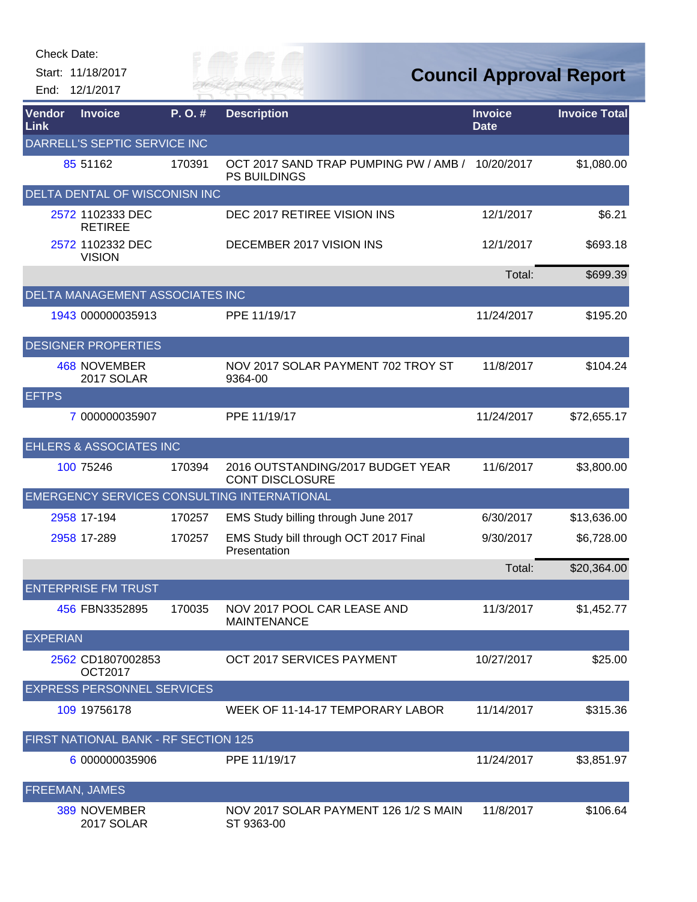Check Date:

Start: 11/18/2017

End: 12/1/2017

# Council Approval Report

| Vendor Link | Invoice | P. O. # | Description | Invoice Date | Invoice Total |
|---|---|---|---|---|---|
| DARRELL'S SEPTIC SERVICE INC | | | | | |
| 85 | 51162 | 170391 | OCT 2017 SAND TRAP PUMPING PW / AMB / PS BUILDINGS | 10/20/2017 | $1,080.00 |
| DELTA DENTAL OF WISCONISN INC | | | | | |
| 2572 | 1102333 DEC RETIREE | | DEC 2017 RETIREE VISION INS | 12/1/2017 | $6.21 |
| 2572 | 1102332 DEC VISION | | DECEMBER 2017 VISION INS | 12/1/2017 | $693.18 |
| | | | | Total: | $699.39 |
| DELTA MANAGEMENT ASSOCIATES INC | | | | | |
| 1943 | 000000035913 | | PPE 11/19/17 | 11/24/2017 | $195.20 |
| DESIGNER PROPERTIES | | | | | |
| 468 | NOVEMBER 2017 SOLAR | | NOV 2017 SOLAR PAYMENT 702 TROY ST 9364-00 | 11/8/2017 | $104.24 |
| EFTPS | | | | | |
| 7 | 000000035907 | | PPE 11/19/17 | 11/24/2017 | $72,655.17 |
| EHLERS & ASSOCIATES INC | | | | | |
| 100 | 75246 | 170394 | 2016 OUTSTANDING/2017 BUDGET YEAR CONT DISCLOSURE | 11/6/2017 | $3,800.00 |
| EMERGENCY SERVICES CONSULTING INTERNATIONAL | | | | | |
| 2958 | 17-194 | 170257 | EMS Study billing through June 2017 | 6/30/2017 | $13,636.00 |
| 2958 | 17-289 | 170257 | EMS Study bill through OCT 2017 Final Presentation | 9/30/2017 | $6,728.00 |
| | | | | Total: | $20,364.00 |
| ENTERPRISE FM TRUST | | | | | |
| 456 | FBN3352895 | 170035 | NOV 2017 POOL CAR LEASE AND MAINTENANCE | 11/3/2017 | $1,452.77 |
| EXPERIAN | | | | | |
| 2562 | CD1807002853 OCT2017 | | OCT 2017 SERVICES PAYMENT | 10/27/2017 | $25.00 |
| EXPRESS PERSONNEL SERVICES | | | | | |
| 109 | 19756178 | | WEEK OF 11-14-17 TEMPORARY LABOR | 11/14/2017 | $315.36 |
| FIRST NATIONAL BANK - RF SECTION 125 | | | | | |
| 6 | 000000035906 | | PPE 11/19/17 | 11/24/2017 | $3,851.97 |
| FREEMAN, JAMES | | | | | |
| 389 | NOVEMBER 2017 SOLAR | | NOV 2017 SOLAR PAYMENT 126 1/2 S MAIN ST 9363-00 | 11/8/2017 | $106.64 |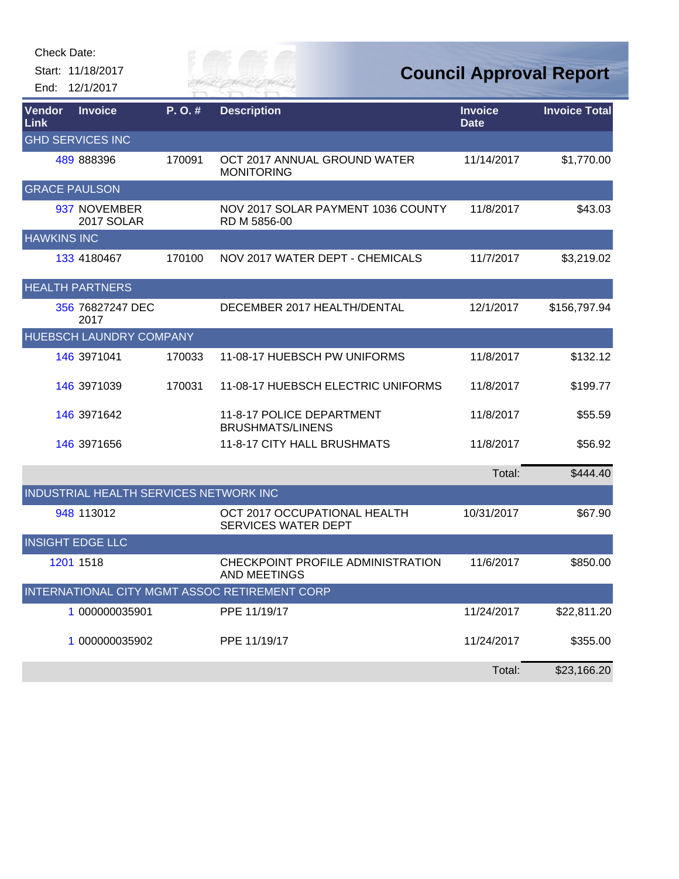Check Date:

Start: 11/18/2017

End: 12/1/2017

# Council Approval Report

| Vendor Link | Invoice | P. O. # | Description | Invoice Date | Invoice Total |
|---|---|---|---|---|---|
| GHD SERVICES INC | | | | | |
| 489 | 888396 | 170091 | OCT 2017 ANNUAL GROUND WATER MONITORING | 11/14/2017 | $1,770.00 |
| GRACE PAULSON | | | | | |
| 937 | NOVEMBER 2017 SOLAR | | NOV 2017 SOLAR PAYMENT 1036 COUNTY RD M 5856-00 | 11/8/2017 | $43.03 |
| HAWKINS INC | | | | | |
| 133 | 4180467 | 170100 | NOV 2017 WATER DEPT - CHEMICALS | 11/7/2017 | $3,219.02 |
| HEALTH PARTNERS | | | | | |
| 356 | 76827247 DEC 2017 | | DECEMBER 2017 HEALTH/DENTAL | 12/1/2017 | $156,797.94 |
| HUEBSCH LAUNDRY COMPANY | | | | | |
| 146 | 3971041 | 170033 | 11-08-17 HUEBSCH PW UNIFORMS | 11/8/2017 | $132.12 |
| 146 | 3971039 | 170031 | 11-08-17 HUEBSCH ELECTRIC UNIFORMS | 11/8/2017 | $199.77 |
| 146 | 3971642 | | 11-8-17 POLICE DEPARTMENT BRUSHMATS/LINENS | 11/8/2017 | $55.59 |
| 146 | 3971656 | | 11-8-17 CITY HALL BRUSHMATS | 11/8/2017 | $56.92 |
| | | | | Total: | $444.40 |
| INDUSTRIAL HEALTH SERVICES NETWORK INC | | | | | |
| 948 | 113012 | | OCT 2017 OCCUPATIONAL HEALTH SERVICES WATER DEPT | 10/31/2017 | $67.90 |
| INSIGHT EDGE LLC | | | | | |
| 1201 | 1518 | | CHECKPOINT PROFILE ADMINISTRATION AND MEETINGS | 11/6/2017 | $850.00 |
| INTERNATIONAL CITY MGMT ASSOC RETIREMENT CORP | | | | | |
| 1 | 000000035901 | | PPE 11/19/17 | 11/24/2017 | $22,811.20 |
| 1 | 000000035902 | | PPE 11/19/17 | 11/24/2017 | $355.00 |
| | | | | Total: | $23,166.20 |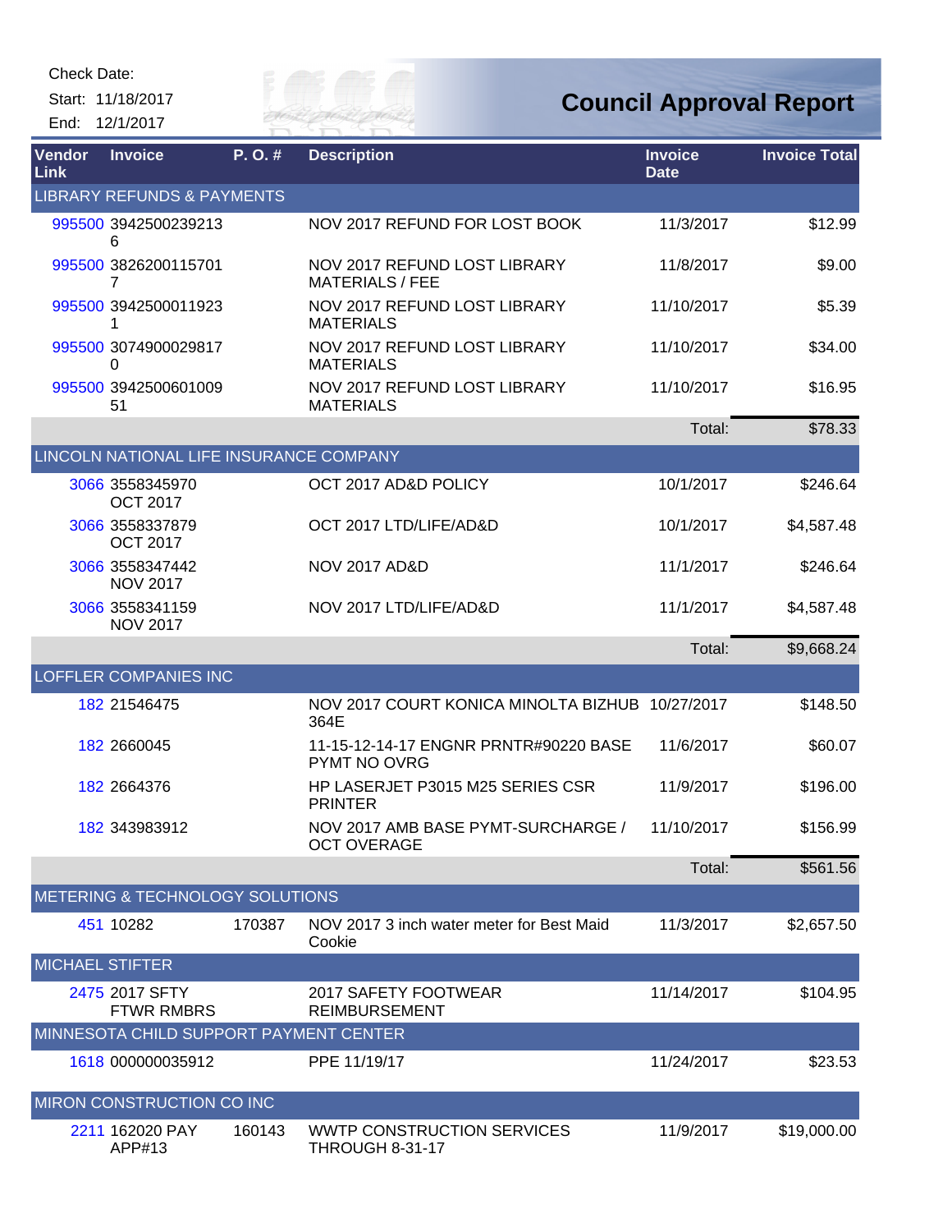Check Date:

Start: 11/18/2017

End: 12/1/2017

# Council Approval Report

| Vendor Link | Invoice | P. O. # | Description | Invoice Date | Invoice Total |
|---|---|---|---|---|---|
| **LIBRARY REFUNDS & PAYMENTS** | | | | | |
| 995500 | 39425002392136 | | NOV 2017 REFUND FOR LOST BOOK | 11/3/2017 | $12.99 |
| 995500 | 38262001157017 | | NOV 2017 REFUND LOST LIBRARY MATERIALS / FEE | 11/8/2017 | $9.00 |
| 995500 | 39425000119231 | | NOV 2017 REFUND LOST LIBRARY MATERIALS | 11/10/2017 | $5.39 |
| 995500 | 30749000298170 | | NOV 2017 REFUND LOST LIBRARY MATERIALS | 11/10/2017 | $34.00 |
| 995500 | 394250060100951 | | NOV 2017 REFUND LOST LIBRARY MATERIALS | 11/10/2017 | $16.95 |
| | | | | Total: | $78.33 |
| **LINCOLN NATIONAL LIFE INSURANCE COMPANY** | | | | | |
| 3066 | 3558345970 OCT 2017 | | OCT 2017 AD&D POLICY | 10/1/2017 | $246.64 |
| 3066 | 3558337879 OCT 2017 | | OCT 2017 LTD/LIFE/AD&D | 10/1/2017 | $4,587.48 |
| 3066 | 3558347442 NOV 2017 | | NOV 2017 AD&D | 11/1/2017 | $246.64 |
| 3066 | 3558341159 NOV 2017 | | NOV 2017 LTD/LIFE/AD&D | 11/1/2017 | $4,587.48 |
| | | | | Total: | $9,668.24 |
| **LOFFLER COMPANIES INC** | | | | | |
| 182 | 21546475 | | NOV 2017 COURT KONICA MINOLTA BIZHUB 364E | 10/27/2017 | $148.50 |
| 182 | 2660045 | | 11-15-12-14-17 ENGNR PRNTR#90220 BASE PYMT NO OVRG | 11/6/2017 | $60.07 |
| 182 | 2664376 | | HP LASERJET P3015 M25 SERIES CSR PRINTER | 11/9/2017 | $196.00 |
| 182 | 343983912 | | NOV 2017 AMB BASE PYMT-SURCHARGE / OCT OVERAGE | 11/10/2017 | $156.99 |
| | | | | Total: | $561.56 |
| **METERING & TECHNOLOGY SOLUTIONS** | | | | | |
| 451 | 10282 | 170387 | NOV 2017 3 inch water meter for Best Maid Cookie | 11/3/2017 | $2,657.50 |
| **MICHAEL STIFTER** | | | | | |
| 2475 | 2017 SFTY FTWR RMBRS | | 2017 SAFETY FOOTWEAR REIMBURSEMENT | 11/14/2017 | $104.95 |
| **MINNESOTA CHILD SUPPORT PAYMENT CENTER** | | | | | |
| 1618 | 000000035912 | | PPE 11/19/17 | 11/24/2017 | $23.53 |
| **MIRON CONSTRUCTION CO INC** | | | | | |
| 2211 | 162020 PAY APP#13 | 160143 | WWTP CONSTRUCTION SERVICES THROUGH 8-31-17 | 11/9/2017 | $19,000.00 |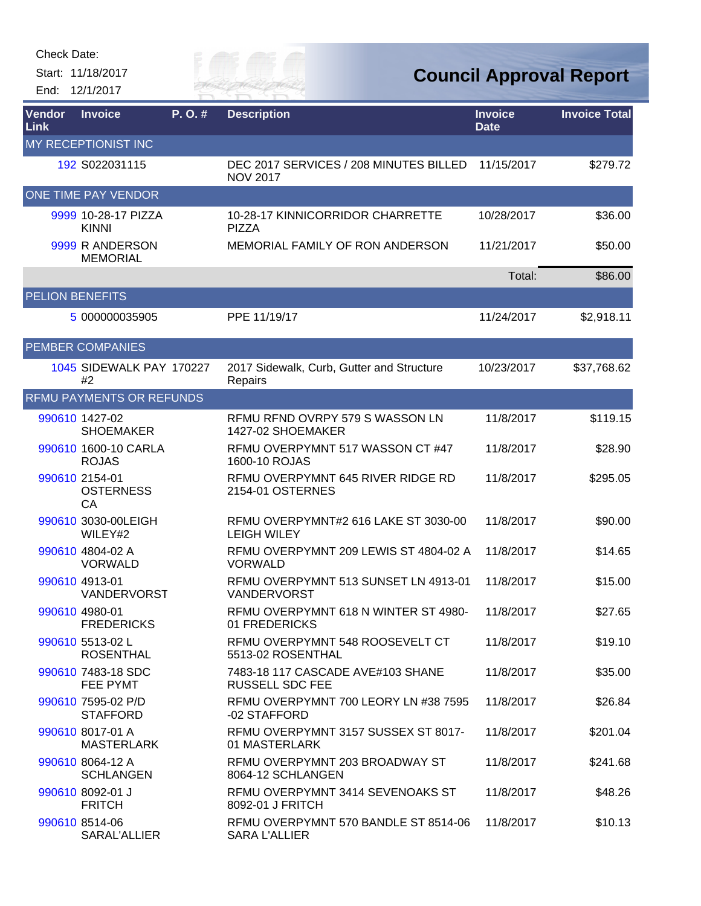Check Date:

Start: 11/18/2017

End: 12/1/2017

# Council Approval Report

| Vendor Link | Invoice | P. O. # | Description | Invoice Date | Invoice Total |
|---|---|---|---|---|---|
| MY RECEPTIONIST INC | | | | | |
| 192 | S022031115 | | DEC 2017 SERVICES / 208 MINUTES BILLED NOV 2017 | 11/15/2017 | $279.72 |
| ONE TIME PAY VENDOR | | | | | |
| 9999 | 10-28-17 PIZZA KINNI | | 10-28-17 KINNICORRIDOR CHARRETTE PIZZA | 10/28/2017 | $36.00 |
| 9999 | R ANDERSON MEMORIAL | | MEMORIAL FAMILY OF RON ANDERSON | 11/21/2017 | $50.00 |
| | | | | Total: | $86.00 |
| PELION BENEFITS | | | | | |
| 5 | 000000035905 | | PPE 11/19/17 | 11/24/2017 | $2,918.11 |
| PEMBER COMPANIES | | | | | |
| 1045 | SIDEWALK PAY #2 | 170227 | 2017 Sidewalk, Curb, Gutter and Structure Repairs | 10/23/2017 | $37,768.62 |
| RFMU PAYMENTS OR REFUNDS | | | | | |
| 990610 | 1427-02 SHOEMAKER | | RFMU RFND OVRPY 579 S WASSON LN 1427-02 SHOEMAKER | 11/8/2017 | $119.15 |
| 990610 | 1600-10 CARLA ROJAS | | RFMU OVERPYMNT 517 WASSON CT #47 1600-10 ROJAS | 11/8/2017 | $28.90 |
| 990610 | 2154-01 OSTERNESS CA | | RFMU OVERPYMNT 645 RIVER RIDGE RD 2154-01 OSTERNES | 11/8/2017 | $295.05 |
| 990610 | 3030-00LEIGH WILEY#2 | | RFMU OVERPYMNT#2 616 LAKE ST 3030-00 LEIGH WILEY | 11/8/2017 | $90.00 |
| 990610 | 4804-02 A VORWALD | | RFMU OVERPYMNT 209 LEWIS ST 4804-02 A VORWALD | 11/8/2017 | $14.65 |
| 990610 | 4913-01 VANDERVORST | | RFMU OVERPYMNT 513 SUNSET LN 4913-01 VANDERVORST | 11/8/2017 | $15.00 |
| 990610 | 4980-01 FREDERICKS | | RFMU OVERPYMNT 618 N WINTER ST 4980-01 FREDERICKS | 11/8/2017 | $27.65 |
| 990610 | 5513-02 L ROSENTHAL | | RFMU OVERPYMNT 548 ROOSEVELT CT 5513-02 ROSENTHAL | 11/8/2017 | $19.10 |
| 990610 | 7483-18 SDC FEE PYMT | | 7483-18 117 CASCADE AVE#103 SHANE RUSSELL SDC FEE | 11/8/2017 | $35.00 |
| 990610 | 7595-02 P/D STAFFORD | | RFMU OVERPYMNT 700 LEORY LN #38 7595 -02 STAFFORD | 11/8/2017 | $26.84 |
| 990610 | 8017-01 A MASTERLARK | | RFMU OVERPYMNT 3157 SUSSEX ST 8017-01 MASTERLARK | 11/8/2017 | $201.04 |
| 990610 | 8064-12 A SCHLANGEN | | RFMU OVERPYMNT 203 BROADWAY ST 8064-12 SCHLANGEN | 11/8/2017 | $241.68 |
| 990610 | 8092-01 J FRITCH | | RFMU OVERPYMNT 3414 SEVENOAKS ST 8092-01 J FRITCH | 11/8/2017 | $48.26 |
| 990610 | 8514-06 SARAL'ALLIER | | RFMU OVERPYMNT 570 BANDLE ST 8514-06 SARA L'ALLIER | 11/8/2017 | $10.13 |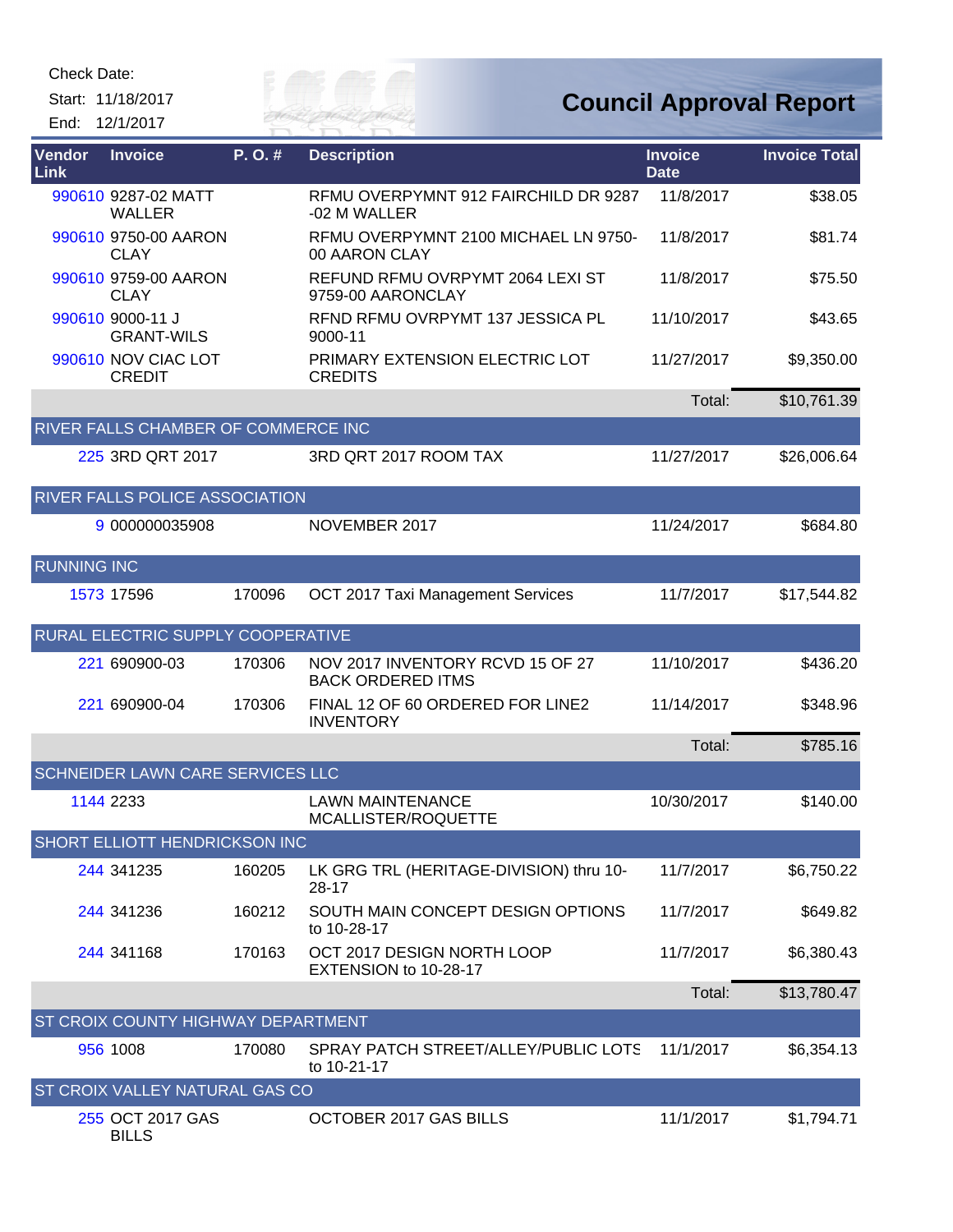Check Date:

Start: 11/18/2017

End: 12/1/2017

# Council Approval Report

| Vendor Link | Invoice | P. O. # | Description | Invoice Date | Invoice Total |
|---|---|---|---|---|---|
| 990610 | 9287-02 MATT WALLER | | RFMU OVERPYMNT 912 FAIRCHILD DR 9287 -02 M WALLER | 11/8/2017 | $38.05 |
| 990610 | 9750-00 AARON CLAY | | RFMU OVERPYMNT 2100 MICHAEL LN 9750-00 AARON CLAY | 11/8/2017 | $81.74 |
| 990610 | 9759-00 AARON CLAY | | REFUND RFMU OVRPYMT 2064 LEXI ST 9759-00 AARONCLAY | 11/8/2017 | $75.50 |
| 990610 | 9000-11 J GRANT-WILS | | RFND RFMU OVRPYMT 137 JESSICA PL 9000-11 | 11/10/2017 | $43.65 |
| 990610 | NOV CIAC LOT CREDIT | | PRIMARY EXTENSION ELECTRIC LOT CREDITS | 11/27/2017 | $9,350.00 |
| | | | | Total: | $10,761.39 |
| **RIVER FALLS CHAMBER OF COMMERCE INC** | | | | | |
| 225 | 3RD QRT 2017 | | 3RD QRT 2017 ROOM TAX | 11/27/2017 | $26,006.64 |
| **RIVER FALLS POLICE ASSOCIATION** | | | | | |
| 9 | 000000035908 | | NOVEMBER 2017 | 11/24/2017 | $684.80 |
| **RUNNING INC** | | | | | |
| 1573 | 17596 | 170096 | OCT 2017 Taxi Management Services | 11/7/2017 | $17,544.82 |
| **RURAL ELECTRIC SUPPLY COOPERATIVE** | | | | | |
| 221 | 690900-03 | 170306 | NOV 2017 INVENTORY RCVD 15 OF 27 BACK ORDERED ITMS | 11/10/2017 | $436.20 |
| 221 | 690900-04 | 170306 | FINAL 12 OF 60 ORDERED FOR LINE2 INVENTORY | 11/14/2017 | $348.96 |
| | | | | Total: | $785.16 |
| **SCHNEIDER LAWN CARE SERVICES LLC** | | | | | |
| 1144 | 2233 | | LAWN MAINTENANCE MCALLISTER/ROQUETTE | 10/30/2017 | $140.00 |
| **SHORT ELLIOTT HENDRICKSON INC** | | | | | |
| 244 | 341235 | 160205 | LK GRG TRL (HERITAGE-DIVISION) thru 10-28-17 | 11/7/2017 | $6,750.22 |
| 244 | 341236 | 160212 | SOUTH MAIN CONCEPT DESIGN OPTIONS to 10-28-17 | 11/7/2017 | $649.82 |
| 244 | 341168 | 170163 | OCT 2017 DESIGN NORTH LOOP EXTENSION to 10-28-17 | 11/7/2017 | $6,380.43 |
| | | | | Total: | $13,780.47 |
| **ST CROIX COUNTY HIGHWAY DEPARTMENT** | | | | | |
| 956 | 1008 | 170080 | SPRAY PATCH STREET/ALLEY/PUBLIC LOTS to 10-21-17 | 11/1/2017 | $6,354.13 |
| **ST CROIX VALLEY NATURAL GAS CO** | | | | | |
| 255 | OCT 2017 GAS BILLS | | OCTOBER 2017 GAS BILLS | 11/1/2017 | $1,794.71 |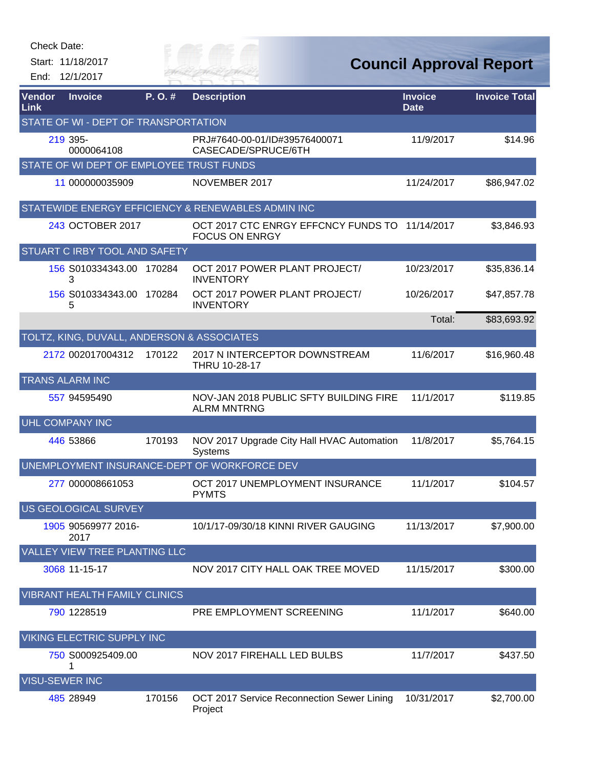Check Date:

Start: 11/18/2017

End: 12/1/2017

# Council Approval Report

| Vendor Link | Invoice | P. O. # | Description | Invoice Date | Invoice Total |
|---|---|---|---|---|---|
| STATE OF WI - DEPT OF TRANSPORTATION | | | | | |
| 219 | 395-0000064108 | | PRJ#7640-00-01/ID#39576400071 CASECADE/SPRUCE/6TH | 11/9/2017 | $14.96 |
| STATE OF WI DEPT OF EMPLOYEE TRUST FUNDS | | | | | |
| 11 | 000000035909 | | NOVEMBER 2017 | 11/24/2017 | $86,947.02 |
| STATEWIDE ENERGY EFFICIENCY & RENEWABLES ADMIN INC | | | | | |
| 243 | OCTOBER 2017 | | OCT 2017 CTC ENRGY EFFCNCY FUNDS TO FOCUS ON ENRGY | 11/14/2017 | $3,846.93 |
| STUART C IRBY TOOL AND SAFETY | | | | | |
| 156 | S010334343.003 | 170284 | OCT 2017 POWER PLANT PROJECT/ INVENTORY | 10/23/2017 | $35,836.14 |
| 156 | S010334343.005 | 170284 | OCT 2017 POWER PLANT PROJECT/ INVENTORY | 10/26/2017 | $47,857.78 |
| | | | | Total: | $83,693.92 |
| TOLTZ, KING, DUVALL, ANDERSON & ASSOCIATES | | | | | |
| 2172 | 002017004312 | 170122 | 2017 N INTERCEPTOR DOWNSTREAM THRU 10-28-17 | 11/6/2017 | $16,960.48 |
| TRANS ALARM INC | | | | | |
| 557 | 94595490 | | NOV-JAN 2018 PUBLIC SFTY BUILDING FIRE ALRM MNTRNG | 11/1/2017 | $119.85 |
| UHL COMPANY INC | | | | | |
| 446 | 53866 | 170193 | NOV 2017 Upgrade City Hall HVAC Automation Systems | 11/8/2017 | $5,764.15 |
| UNEMPLOYMENT INSURANCE-DEPT OF WORKFORCE DEV | | | | | |
| 277 | 000008661053 | | OCT 2017 UNEMPLOYMENT INSURANCE PYMTS | 11/1/2017 | $104.57 |
| US GEOLOGICAL SURVEY | | | | | |
| 1905 | 90569977 2016-2017 | | 10/1/17-09/30/18 KINNI RIVER GAUGING | 11/13/2017 | $7,900.00 |
| VALLEY VIEW TREE PLANTING LLC | | | | | |
| 3068 | 11-15-17 | | NOV 2017 CITY HALL OAK TREE MOVED | 11/15/2017 | $300.00 |
| VIBRANT HEALTH FAMILY CLINICS | | | | | |
| 790 | 1228519 | | PRE EMPLOYMENT SCREENING | 11/1/2017 | $640.00 |
| VIKING ELECTRIC SUPPLY INC | | | | | |
| 750 | S000925409.001 | | NOV 2017 FIREHALL LED BULBS | 11/7/2017 | $437.50 |
| VISU-SEWER INC | | | | | |
| 485 | 28949 | 170156 | OCT 2017 Service Reconnection Sewer Lining Project | 10/31/2017 | $2,700.00 |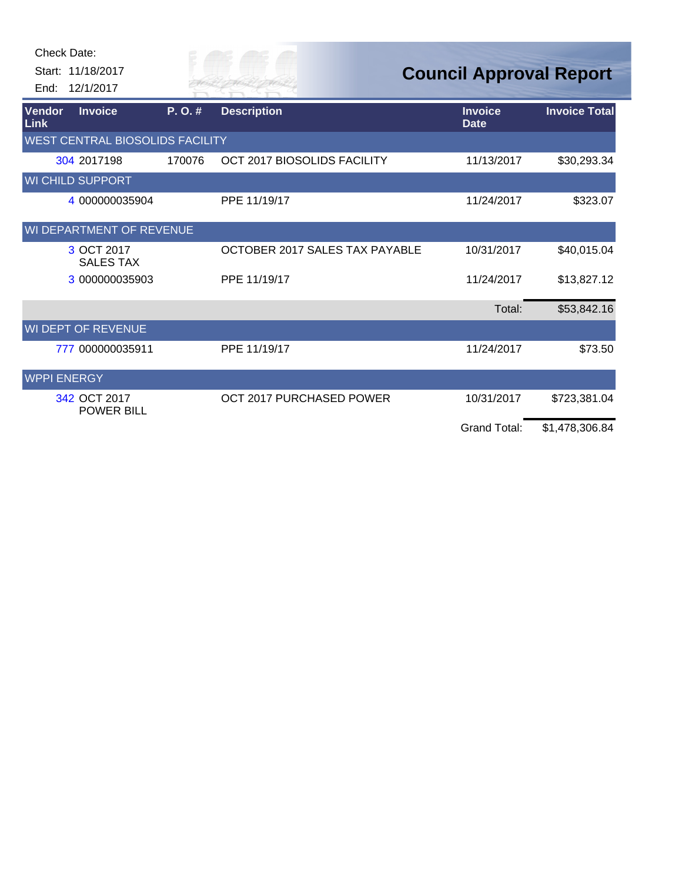Check Date:

Start: 11/18/2017

End: 12/1/2017

# Council Approval Report

| Vendor Link | Invoice | P. O. # | Description | Invoice Date | Invoice Total |
|---|---|---|---|---|---|
| WEST CENTRAL BIOSOLIDS FACILITY | | | | | |
| 304 | 2017198 | 170076 | OCT 2017 BIOSOLIDS FACILITY | 11/13/2017 | $30,293.34 |
| WI CHILD SUPPORT | | | | | |
| 4 | 000000035904 | | PPE 11/19/17 | 11/24/2017 | $323.07 |
| WI DEPARTMENT OF REVENUE | | | | | |
| 3 | OCT 2017 SALES TAX | | OCTOBER 2017 SALES TAX PAYABLE | 10/31/2017 | $40,015.04 |
| 3 | 000000035903 | | PPE 11/19/17 | 11/24/2017 | $13,827.12 |
| | | | | Total: | $53,842.16 |
| WI DEPT OF REVENUE | | | | | |
| 777 | 000000035911 | | PPE 11/19/17 | 11/24/2017 | $73.50 |
| WPPI ENERGY | | | | | |
| 342 | OCT 2017 POWER BILL | | OCT 2017 PURCHASED POWER | 10/31/2017 | $723,381.04 |
| | | | | Grand Total: | $1,478,306.84 |